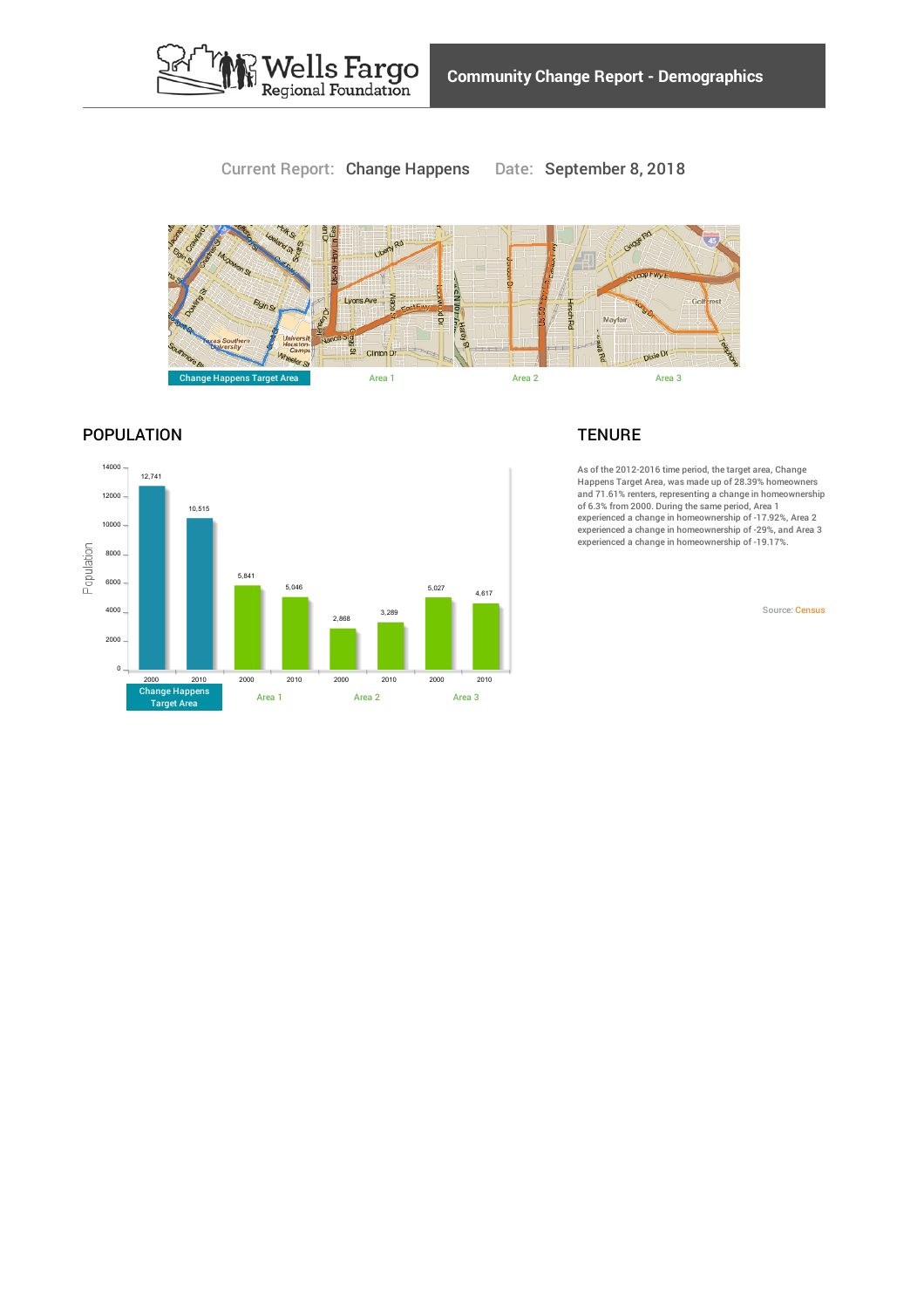# Community Change Report - Demographics

Current Report: Change Happens  Date: September 8, 2018

Change Happens Target Area | Area 1 | Area 2 | Area 3

## POPULATION

| | 2000 | 2010 |
|---|---|---|
| Change Happens Target Area | 12,741 | 10,515 |
| Area 1 | 5,841 | 5,046 |
| Area 2 | 2,868 | 3,289 |
| Area 3 | 5,027 | 4,617 |

## TENURE

As of the 2012-2016 time period, the target area, Change Happens Target Area, was made up of 28.39% homeowners and 71.61% renters, representing a change in homeownership of 6.3% from 2000. During the same period, Area 1 experienced a change in homeownership of -17.92%, Area 2 experienced a change in homeownership of -29%, and Area 3 experienced a change in homeownership of -19.17%.

Source: Census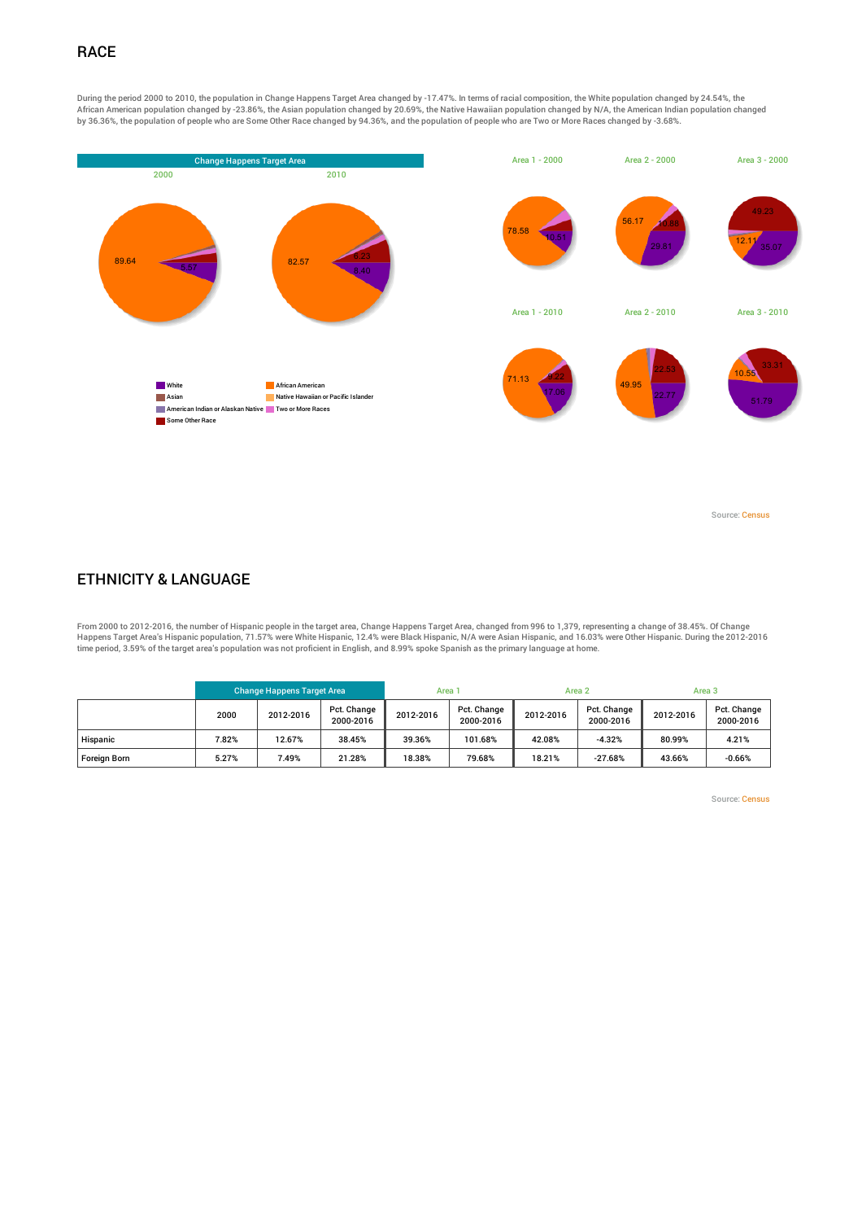## RACE

During the period 2000 to 2010, the population in Change Happens Target Area changed by -17.47%. In terms of racial composition, the White population changed by 24.54%, the African American population changed by -23.86%, the Asian population changed by 20.69%, the Native Hawaiian population changed by N/A, the American Indian population changed by 36.36%, the population of people who are Some Other Race changed by 94.36%, and the population of people who are Two or More Races changed by -3.68%.

Source: Census

## ETHNICITY & LANGUAGE

From 2000 to 2012-2016, the number of Hispanic people in the target area, Change Happens Target Area, changed from 996 to 1,379, representing a change of 38.45%. Of Change Happens Target Area's Hispanic population, 71.57% were White Hispanic, 12.4% were Black Hispanic, N/A were Asian Hispanic, and 16.03% were Other Hispanic. During the 2012-2016 time period, 3.59% of the target area's population was not proficient in English, and 8.99% spoke Spanish as the primary language at home.

| | Change Happens Target Area | | | Area 1 | | Area 2 | | Area 3 | |
|---|---|---|---|---|---|---|---|---|---|
| | 2000 | 2012-2016 | Pct. Change 2000-2016 | 2012-2016 | Pct. Change 2000-2016 | 2012-2016 | Pct. Change 2000-2016 | 2012-2016 | Pct. Change 2000-2016 |
| Hispanic | 7.82% | 12.67% | 38.45% | 39.36% | 101.68% | 42.08% | -4.32% | 80.99% | 4.21% |
| Foreign Born | 5.27% | 7.49% | 21.28% | 18.38% | 79.68% | 18.21% | -27.68% | 43.66% | -0.66% |

Source: Census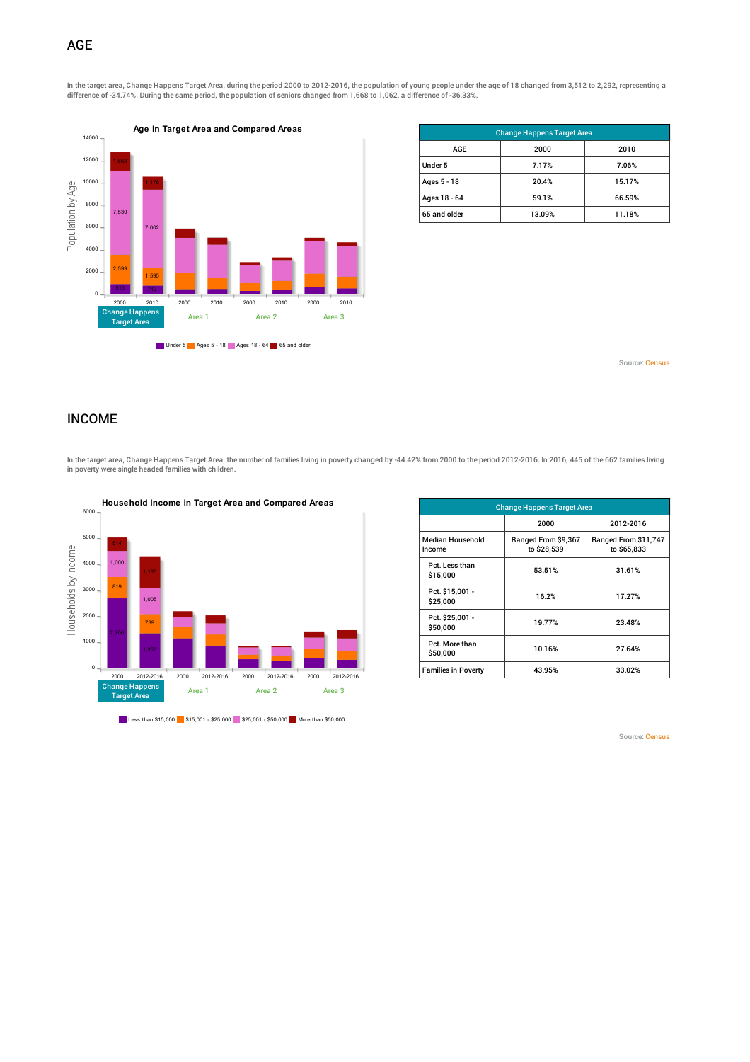## AGE

In the target area, Change Happens Target Area, during the period 2000 to 2012-2016, the population of young people under the age of 18 changed from 3,512 to 2,292, representing a difference of -34.74%. During the same period, the population of seniors changed from 1,668 to 1,062, a difference of -36.33%.

| Change Happens Target Area | | |
|---|---|---|
| AGE | 2000 | 2010 |
| Under 5 | 7.17% | 7.06% |
| Ages 5 - 18 | 20.4% | 15.17% |
| Ages 18 - 64 | 59.1% | 66.59% |
| 65 and older | 13.09% | 11.18% |

Source: Census

## INCOME

In the target area, Change Happens Target Area, the number of families living in poverty changed by -44.42% from 2000 to the period 2012-2016. In 2016, 445 of the 662 families living in poverty were single headed families with children.

| Change Happens Target Area | | |
|---|---|---|
| | 2000 | 2012-2016 |
| Median Household Income | Ranged From $9,367 to $28,539 | Ranged From $11,747 to $65,833 |
| Pct. Less than $15,000 | 53.51% | 31.61% |
| Pct. $15,001 - $25,000 | 16.2% | 17.27% |
| Pct. $25,001 - $50,000 | 19.77% | 23.48% |
| Pct. More than $50,000 | 10.16% | 27.64% |
| Families in Poverty | 43.95% | 33.02% |

Source: Census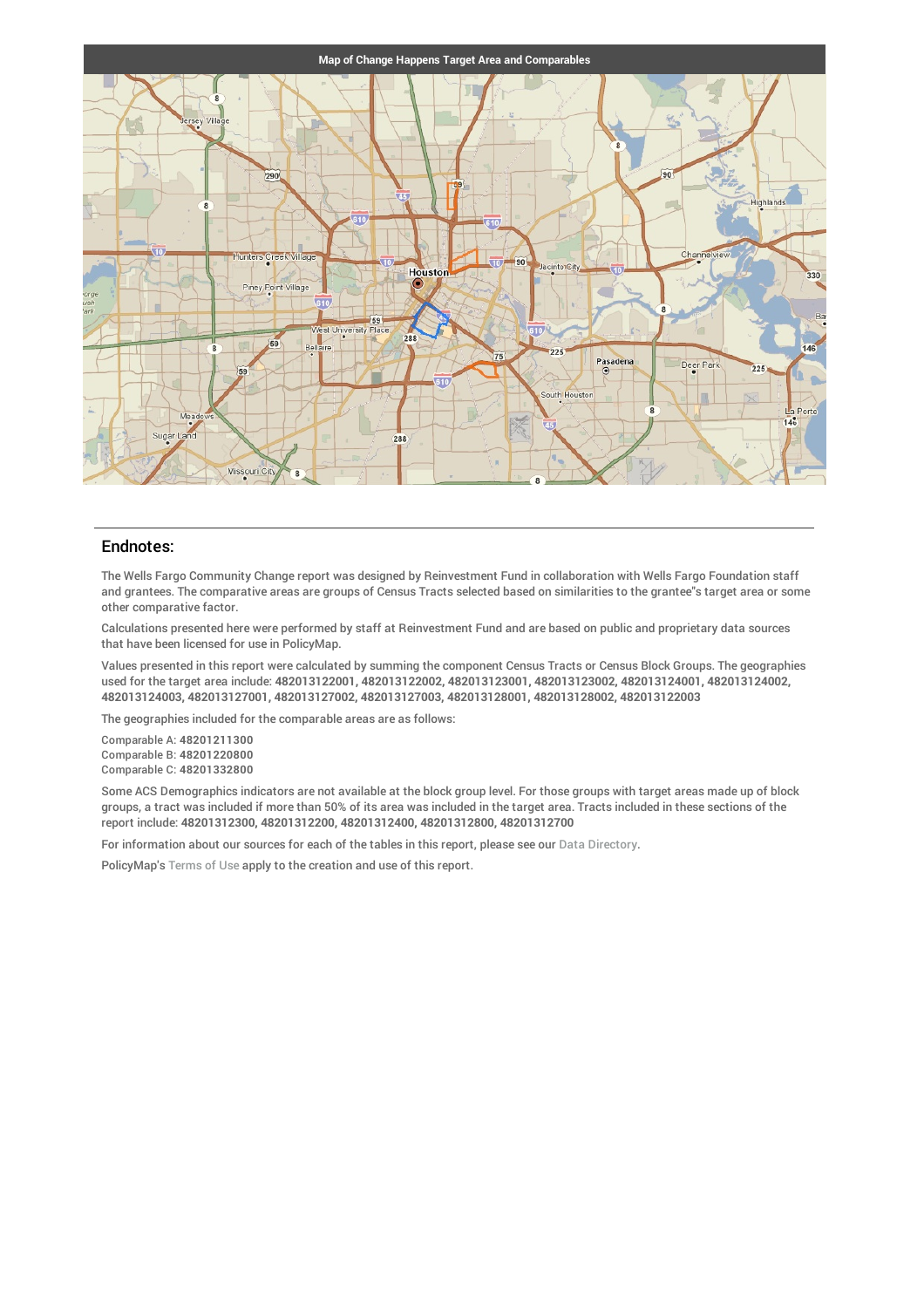Map of Change Happens Target Area and Comparables

## Endnotes:

The Wells Fargo Community Change report was designed by Reinvestment Fund in collaboration with Wells Fargo Foundation staff and grantees. The comparative areas are groups of Census Tracts selected based on similarities to the grantee"s target area or some other comparative factor.

Calculations presented here were performed by staff at Reinvestment Fund and are based on public and proprietary data sources that have been licensed for use in PolicyMap.

Values presented in this report were calculated by summing the component Census Tracts or Census Block Groups. The geographies used for the target area include: **482013122001, 482013122002, 482013123001, 482013123002, 482013124001, 482013124002, 482013124003, 482013127001, 482013127002, 482013127003, 482013128001, 482013128002, 482013122003**

The geographies included for the comparable areas are as follows:

Comparable A: **48201211300**
Comparable B: **48201220800**
Comparable C: **48201332800**

Some ACS Demographics indicators are not available at the block group level. For those groups with target areas made up of block groups, a tract was included if more than 50% of its area was included in the target area. Tracts included in these sections of the report include: **48201312300, 48201312200, 48201312400, 48201312800, 48201312700**

For information about our sources for each of the tables in this report, please see our Data Directory.

PolicyMap's Terms of Use apply to the creation and use of this report.